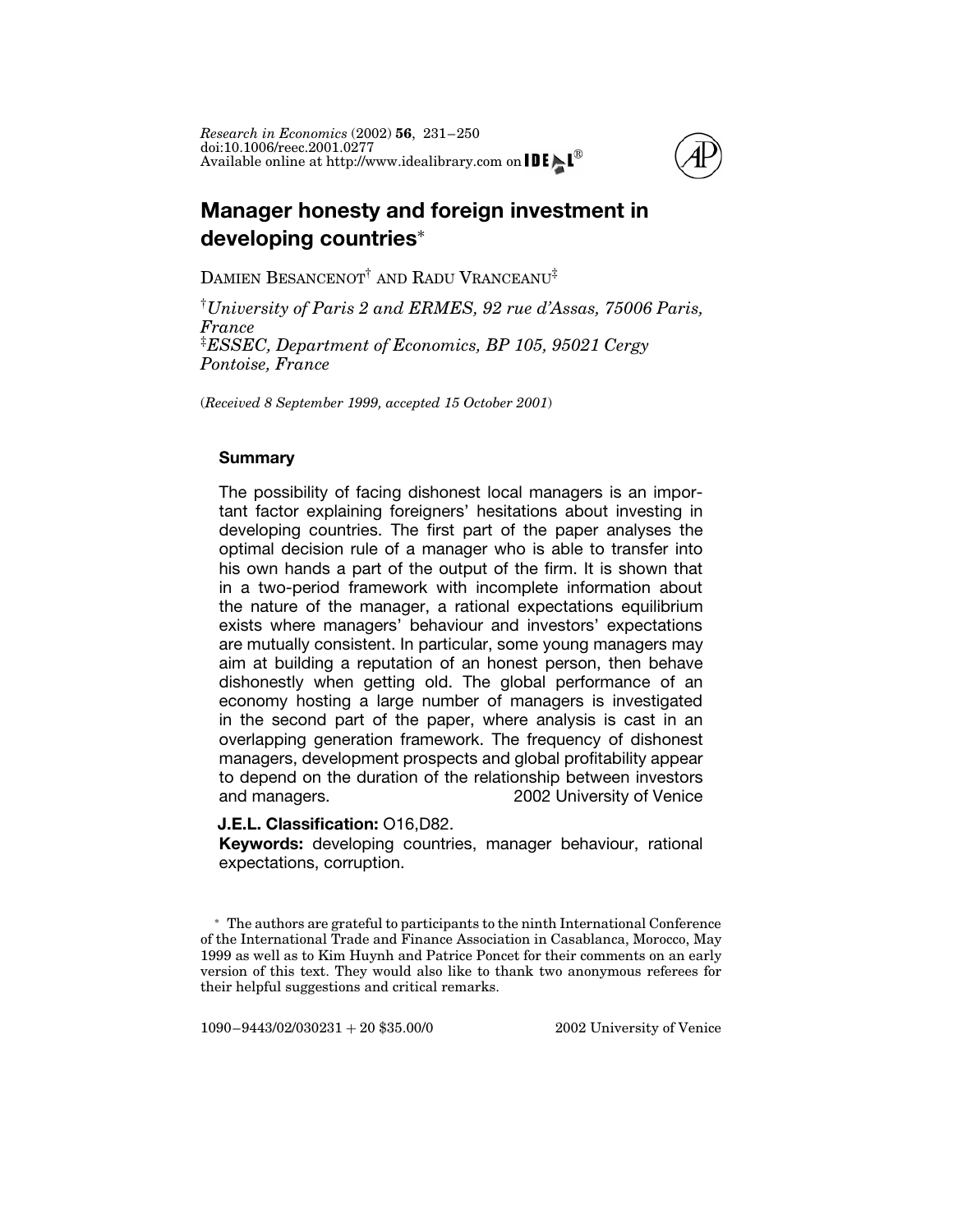# Manager honesty and foreign investment in developing countries*

DAMIEN BESANCENOT† AND RADU VRANCEANU‡

†*University of Paris 2 and ERMES, 92 rue d'Assas, 75006 Paris, France*

‡*ESSEC, Department of Economics, BP 105, 95021 Cergy Pontoise, France*

(*Received 8 September 1999, accepted 15 October 2001*)

## Summary

The possibility of facing dishonest local managers is an important factor explaining foreigners' hesitations about investing in developing countries. The first part of the paper analyses the optimal decision rule of a manager who is able to transfer into his own hands a part of the output of the firm. It is shown that in a two-period framework with incomplete information about the nature of the manager, a rational expectations equilibrium exists where managers' behaviour and investors' expectations are mutually consistent. In particular, some young managers may aim at building a reputation of an honest person, then behave dishonestly when getting old. The global performance of an economy hosting a large number of managers is investigated in the second part of the paper, where analysis is cast in an overlapping generation framework. The frequency of dishonest managers, development prospects and global profitability appear to depend on the duration of the relationship between investors and managers. 2002 University of Venice

**J.E.L. Classification:** O16,D82.

**Keywords:** developing countries, manager behaviour, rational expectations, corruption.

* The authors are grateful to participants to the ninth International Conference of the International Trade and Finance Association in Casablanca, Morocco, May 1999 as well as to Kim Huynh and Patrice Poncet for their comments on an early version of this text. They would also like to thank two anonymous referees for their helpful suggestions and critical remarks.

1090−9443/02/030231 + 20 $35.00/0 2002 University of Venice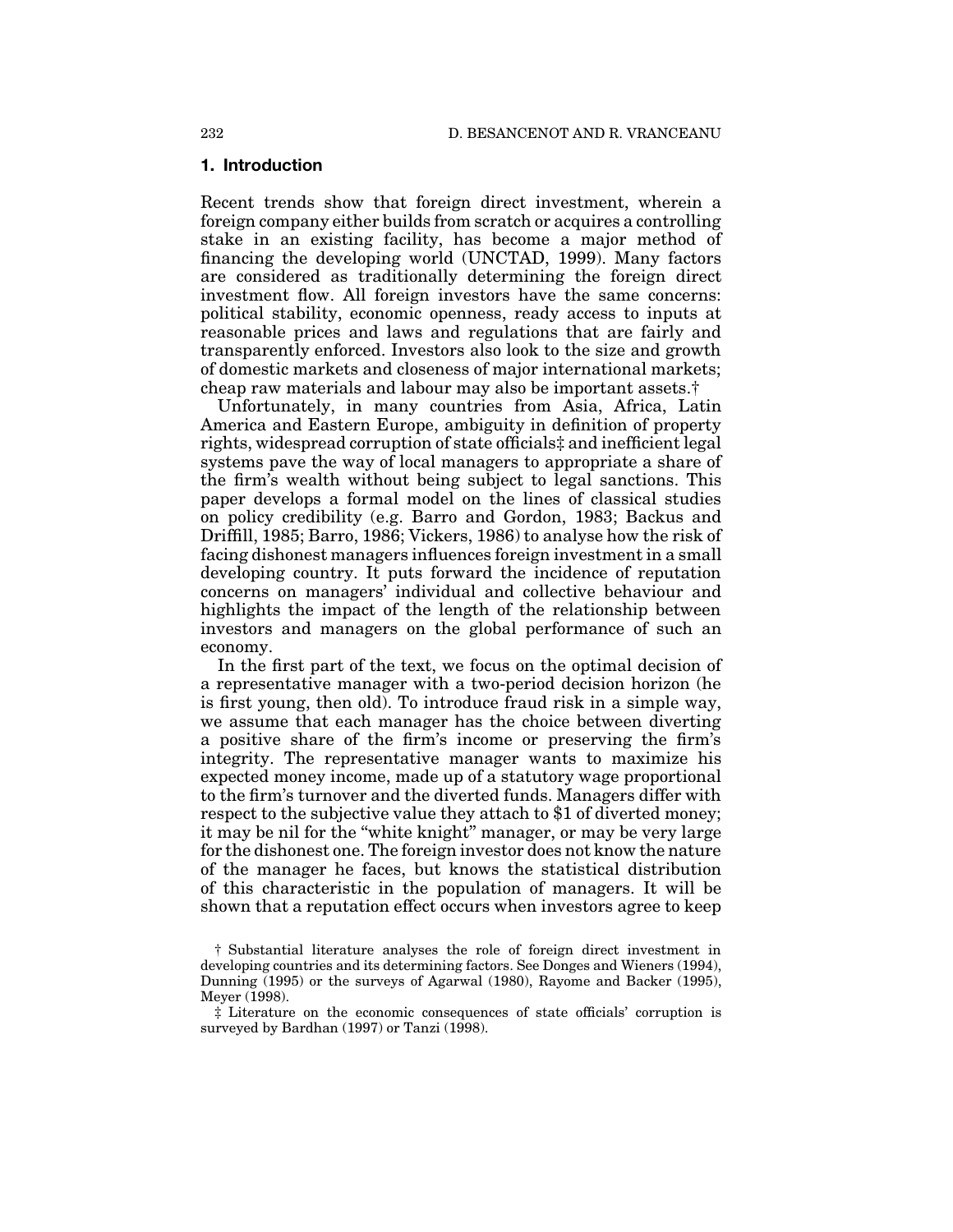## 1. Introduction

Recent trends show that foreign direct investment, wherein a foreign company either builds from scratch or acquires a controlling stake in an existing facility, has become a major method of financing the developing world (UNCTAD, 1999). Many factors are considered as traditionally determining the foreign direct investment flow. All foreign investors have the same concerns: political stability, economic openness, ready access to inputs at reasonable prices and laws and regulations that are fairly and transparently enforced. Investors also look to the size and growth of domestic markets and closeness of major international markets; cheap raw materials and labour may also be important assets.†

Unfortunately, in many countries from Asia, Africa, Latin America and Eastern Europe, ambiguity in definition of property rights, widespread corruption of state officials‡ and inefficient legal systems pave the way of local managers to appropriate a share of the firm's wealth without being subject to legal sanctions. This paper develops a formal model on the lines of classical studies on policy credibility (e.g. Barro and Gordon, 1983; Backus and Driffill, 1985; Barro, 1986; Vickers, 1986) to analyse how the risk of facing dishonest managers influences foreign investment in a small developing country. It puts forward the incidence of reputation concerns on managers' individual and collective behaviour and highlights the impact of the length of the relationship between investors and managers on the global performance of such an economy.

In the first part of the text, we focus on the optimal decision of a representative manager with a two-period decision horizon (he is first young, then old). To introduce fraud risk in a simple way, we assume that each manager has the choice between diverting a positive share of the firm's income or preserving the firm's integrity. The representative manager wants to maximize his expected money income, made up of a statutory wage proportional to the firm's turnover and the diverted funds. Managers differ with respect to the subjective value they attach to \$1 of diverted money; it may be nil for the "white knight" manager, or may be very large for the dishonest one. The foreign investor does not know the nature of the manager he faces, but knows the statistical distribution of this characteristic in the population of managers. It will be shown that a reputation effect occurs when investors agree to keep

† Substantial literature analyses the role of foreign direct investment in developing countries and its determining factors. See Donges and Wieners (1994), Dunning (1995) or the surveys of Agarwal (1980), Rayome and Backer (1995), Meyer (1998).

‡ Literature on the economic consequences of state officials' corruption is surveyed by Bardhan (1997) or Tanzi (1998).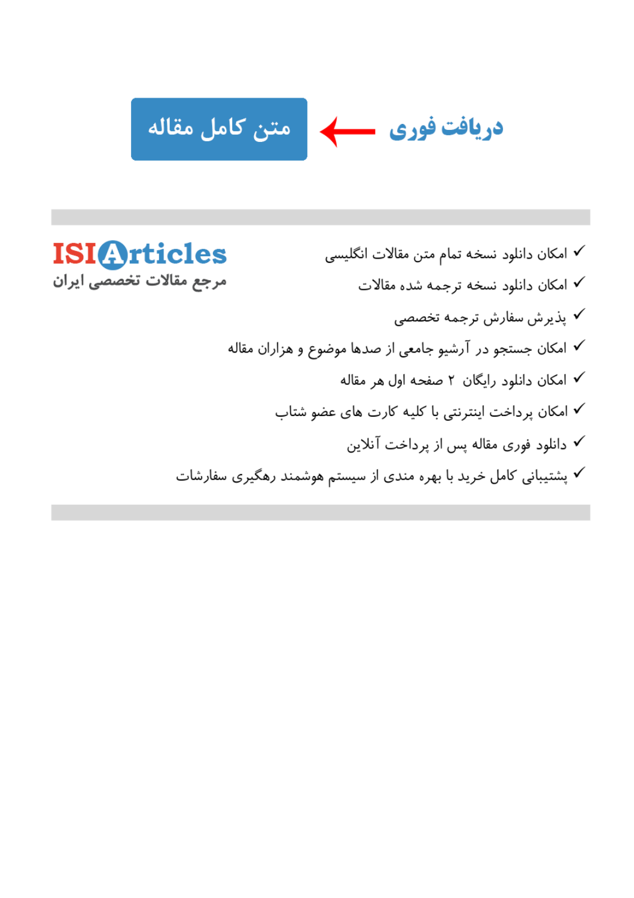دریافت فوری ← متن کامل مقاله

**ISIArticles**
مرجع مقالات تخصصی ایران

- ✓ امکان دانلود نسخه تمام متن مقالات انگلیسی
- ✓ امکان دانلود نسخه ترجمه شده مقالات
- ✓ پذیرش سفارش ترجمه تخصصی
- ✓ امکان جستجو در آرشیو جامعی از صدها موضوع و هزاران مقاله
- ✓ امکان دانلود رایگان ۲ صفحه اول هر مقاله
- ✓ امکان پرداخت اینترنتی با کلیه کارت های عضو شتاب
- ✓ دانلود فوری مقاله پس از پرداخت آنلاین
- ✓ پشتیبانی کامل خرید با بهره مندی از سیستم هوشمند رهگیری سفارشات